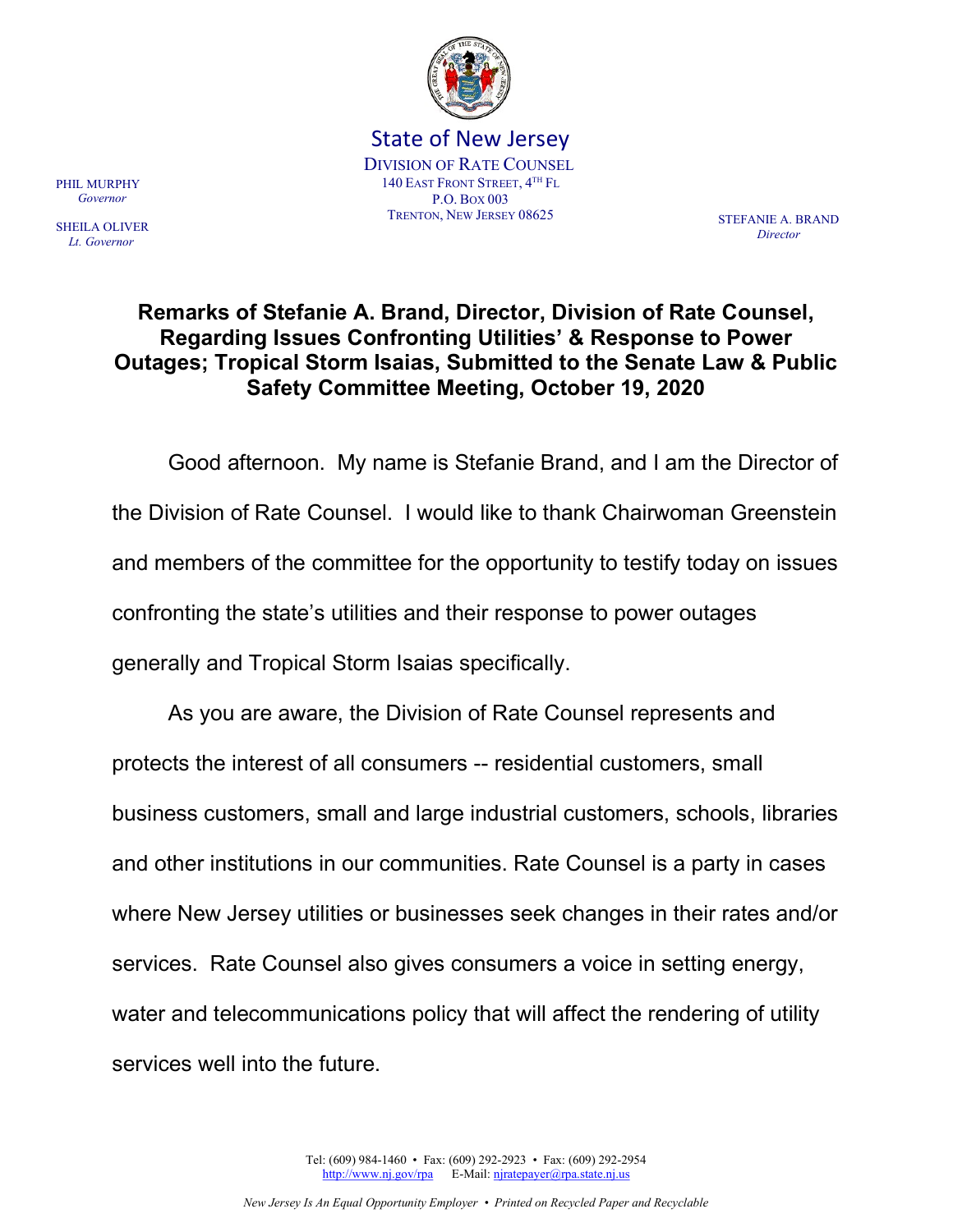State of New Jersey

DIVISION OF RATE COUNSEL
140 EAST FRONT STREET, 4TH FL
P.O. BOX 003
TRENTON, NEW JERSEY 08625

PHIL MURPHY
*Governor*

SHEILA OLIVER
*Lt. Governor*

STEFANIE A. BRAND
*Director*

**Remarks of Stefanie A. Brand, Director, Division of Rate Counsel, Regarding Issues Confronting Utilities' & Response to Power Outages; Tropical Storm Isaias, Submitted to the Senate Law & Public Safety Committee Meeting, October 19, 2020**

Good afternoon. My name is Stefanie Brand, and I am the Director of the Division of Rate Counsel. I would like to thank Chairwoman Greenstein and members of the committee for the opportunity to testify today on issues confronting the state's utilities and their response to power outages generally and Tropical Storm Isaias specifically.

As you are aware, the Division of Rate Counsel represents and protects the interest of all consumers -- residential customers, small business customers, small and large industrial customers, schools, libraries and other institutions in our communities. Rate Counsel is a party in cases where New Jersey utilities or businesses seek changes in their rates and/or services. Rate Counsel also gives consumers a voice in setting energy, water and telecommunications policy that will affect the rendering of utility services well into the future.

Tel: (609) 984-1460 • Fax: (609) 292-2923 • Fax: (609) 292-2954
http://www.nj.gov/rpa E-Mail: njratepayer@rpa.state.nj.us

*New Jersey Is An Equal Opportunity Employer • Printed on Recycled Paper and Recyclable*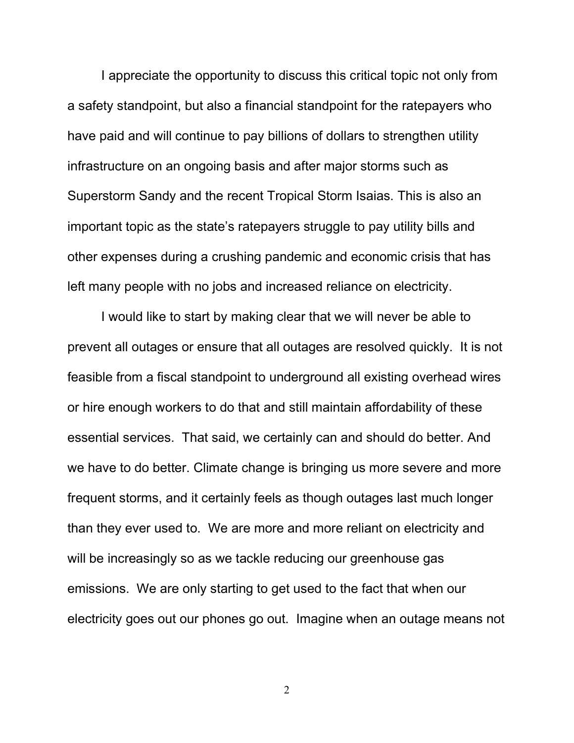I appreciate the opportunity to discuss this critical topic not only from a safety standpoint, but also a financial standpoint for the ratepayers who have paid and will continue to pay billions of dollars to strengthen utility infrastructure on an ongoing basis and after major storms such as Superstorm Sandy and the recent Tropical Storm Isaias. This is also an important topic as the state's ratepayers struggle to pay utility bills and other expenses during a crushing pandemic and economic crisis that has left many people with no jobs and increased reliance on electricity.

I would like to start by making clear that we will never be able to prevent all outages or ensure that all outages are resolved quickly. It is not feasible from a fiscal standpoint to underground all existing overhead wires or hire enough workers to do that and still maintain affordability of these essential services. That said, we certainly can and should do better. And we have to do better. Climate change is bringing us more severe and more frequent storms, and it certainly feels as though outages last much longer than they ever used to. We are more and more reliant on electricity and will be increasingly so as we tackle reducing our greenhouse gas emissions. We are only starting to get used to the fact that when our electricity goes out our phones go out. Imagine when an outage means not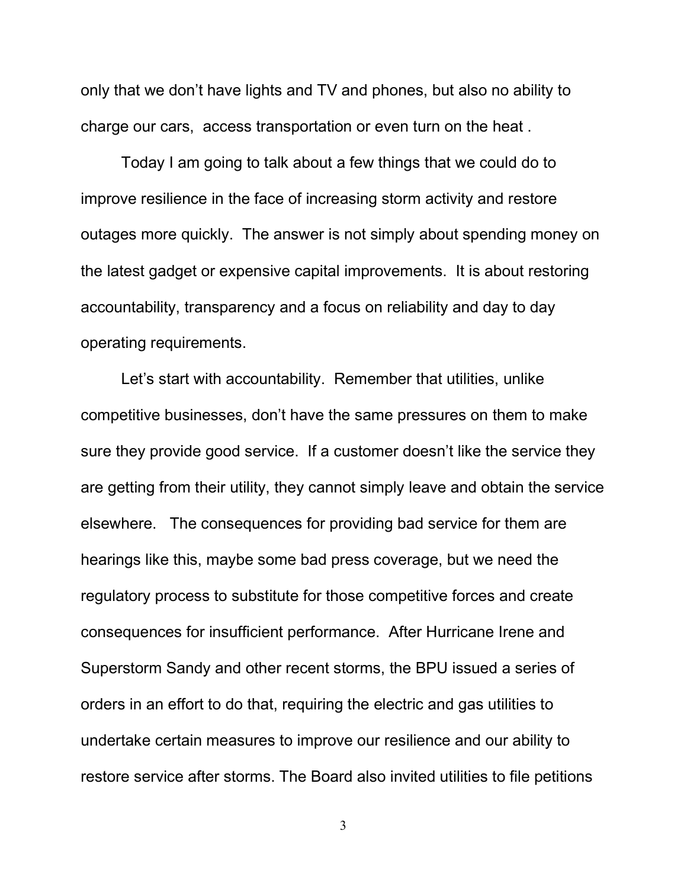only that we don't have lights and TV and phones, but also no ability to charge our cars, access transportation or even turn on the heat .

Today I am going to talk about a few things that we could do to improve resilience in the face of increasing storm activity and restore outages more quickly. The answer is not simply about spending money on the latest gadget or expensive capital improvements. It is about restoring accountability, transparency and a focus on reliability and day to day operating requirements.

Let's start with accountability. Remember that utilities, unlike competitive businesses, don't have the same pressures on them to make sure they provide good service. If a customer doesn't like the service they are getting from their utility, they cannot simply leave and obtain the service elsewhere. The consequences for providing bad service for them are hearings like this, maybe some bad press coverage, but we need the regulatory process to substitute for those competitive forces and create consequences for insufficient performance. After Hurricane Irene and Superstorm Sandy and other recent storms, the BPU issued a series of orders in an effort to do that, requiring the electric and gas utilities to undertake certain measures to improve our resilience and our ability to restore service after storms. The Board also invited utilities to file petitions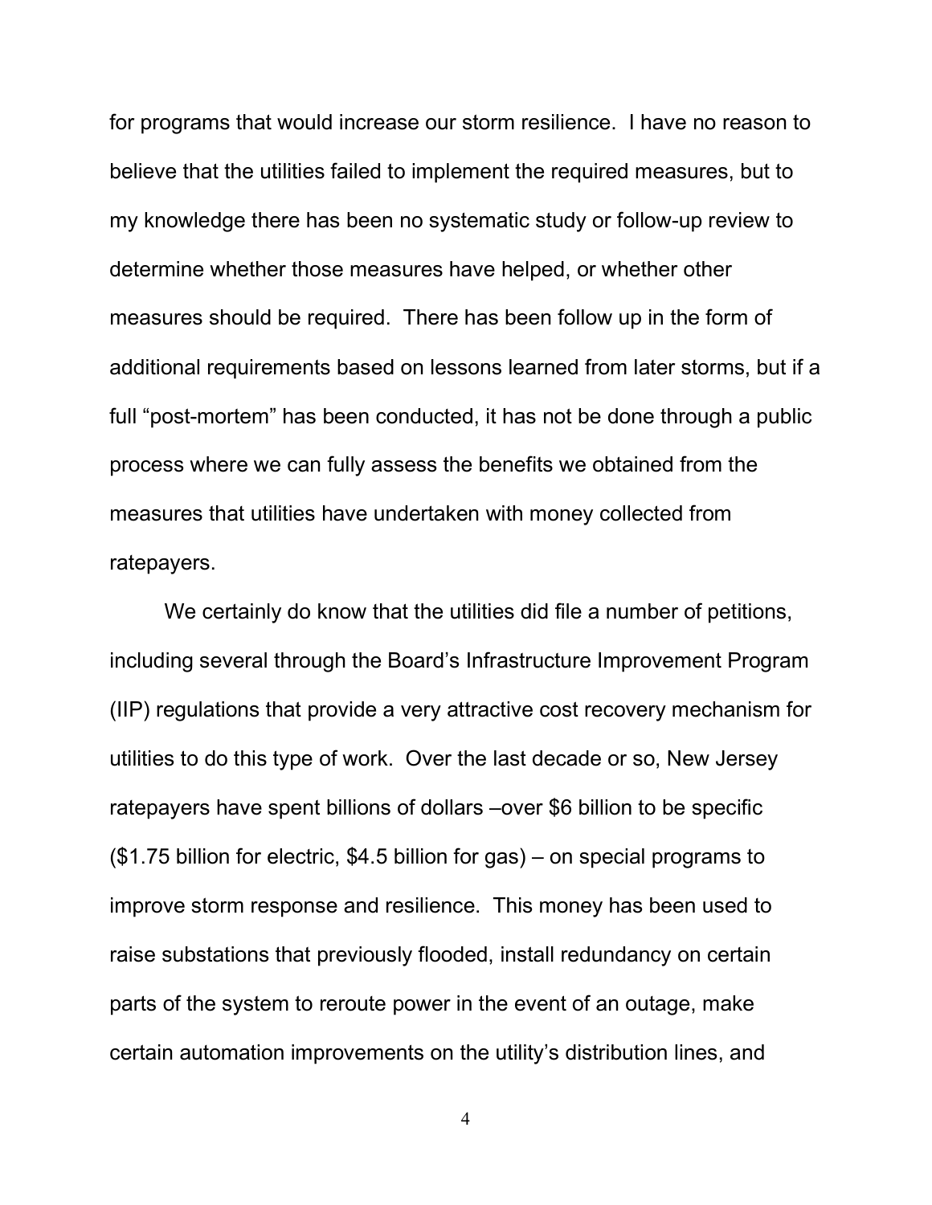for programs that would increase our storm resilience. I have no reason to believe that the utilities failed to implement the required measures, but to my knowledge there has been no systematic study or follow-up review to determine whether those measures have helped, or whether other measures should be required. There has been follow up in the form of additional requirements based on lessons learned from later storms, but if a full "post-mortem" has been conducted, it has not be done through a public process where we can fully assess the benefits we obtained from the measures that utilities have undertaken with money collected from ratepayers.

We certainly do know that the utilities did file a number of petitions, including several through the Board's Infrastructure Improvement Program (IIP) regulations that provide a very attractive cost recovery mechanism for utilities to do this type of work. Over the last decade or so, New Jersey ratepayers have spent billions of dollars –over $6 billion to be specific ($1.75 billion for electric, $4.5 billion for gas) – on special programs to improve storm response and resilience. This money has been used to raise substations that previously flooded, install redundancy on certain parts of the system to reroute power in the event of an outage, make certain automation improvements on the utility's distribution lines, and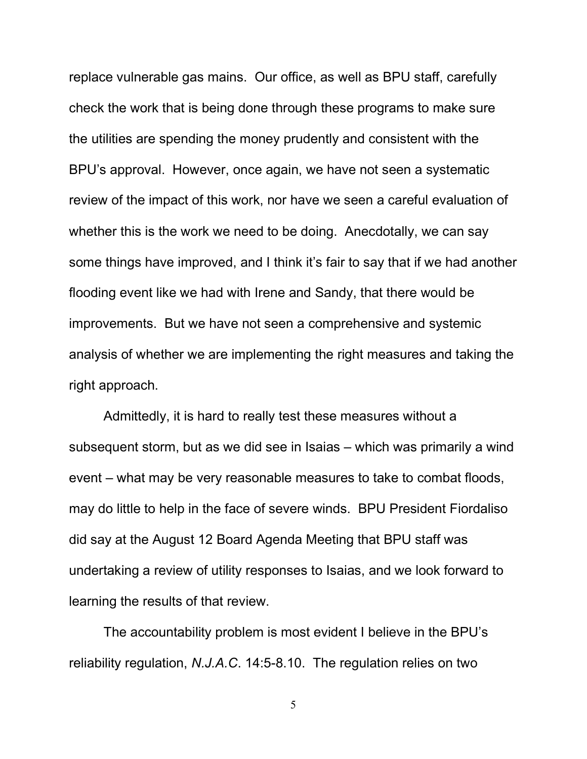replace vulnerable gas mains. Our office, as well as BPU staff, carefully check the work that is being done through these programs to make sure the utilities are spending the money prudently and consistent with the BPU's approval. However, once again, we have not seen a systematic review of the impact of this work, nor have we seen a careful evaluation of whether this is the work we need to be doing. Anecdotally, we can say some things have improved, and I think it's fair to say that if we had another flooding event like we had with Irene and Sandy, that there would be improvements. But we have not seen a comprehensive and systemic analysis of whether we are implementing the right measures and taking the right approach.

Admittedly, it is hard to really test these measures without a subsequent storm, but as we did see in Isaias – which was primarily a wind event – what may be very reasonable measures to take to combat floods, may do little to help in the face of severe winds. BPU President Fiordaliso did say at the August 12 Board Agenda Meeting that BPU staff was undertaking a review of utility responses to Isaias, and we look forward to learning the results of that review.

The accountability problem is most evident I believe in the BPU's reliability regulation, *N.J.A.C.* 14:5-8.10. The regulation relies on two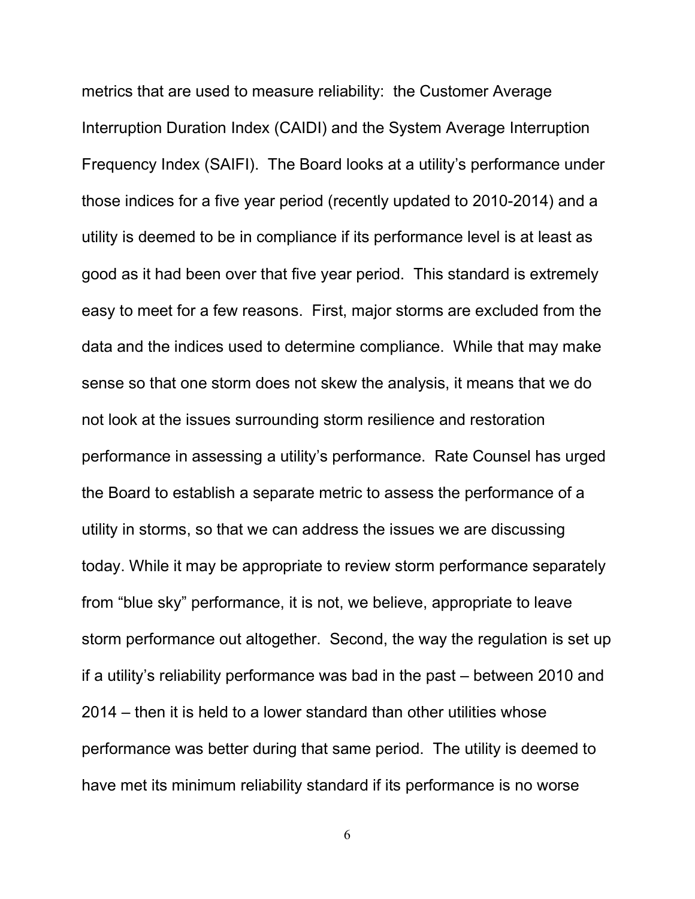metrics that are used to measure reliability: the Customer Average Interruption Duration Index (CAIDI) and the System Average Interruption Frequency Index (SAIFI). The Board looks at a utility's performance under those indices for a five year period (recently updated to 2010-2014) and a utility is deemed to be in compliance if its performance level is at least as good as it had been over that five year period. This standard is extremely easy to meet for a few reasons. First, major storms are excluded from the data and the indices used to determine compliance. While that may make sense so that one storm does not skew the analysis, it means that we do not look at the issues surrounding storm resilience and restoration performance in assessing a utility's performance. Rate Counsel has urged the Board to establish a separate metric to assess the performance of a utility in storms, so that we can address the issues we are discussing today. While it may be appropriate to review storm performance separately from "blue sky" performance, it is not, we believe, appropriate to leave storm performance out altogether. Second, the way the regulation is set up if a utility's reliability performance was bad in the past – between 2010 and 2014 – then it is held to a lower standard than other utilities whose performance was better during that same period. The utility is deemed to have met its minimum reliability standard if its performance is no worse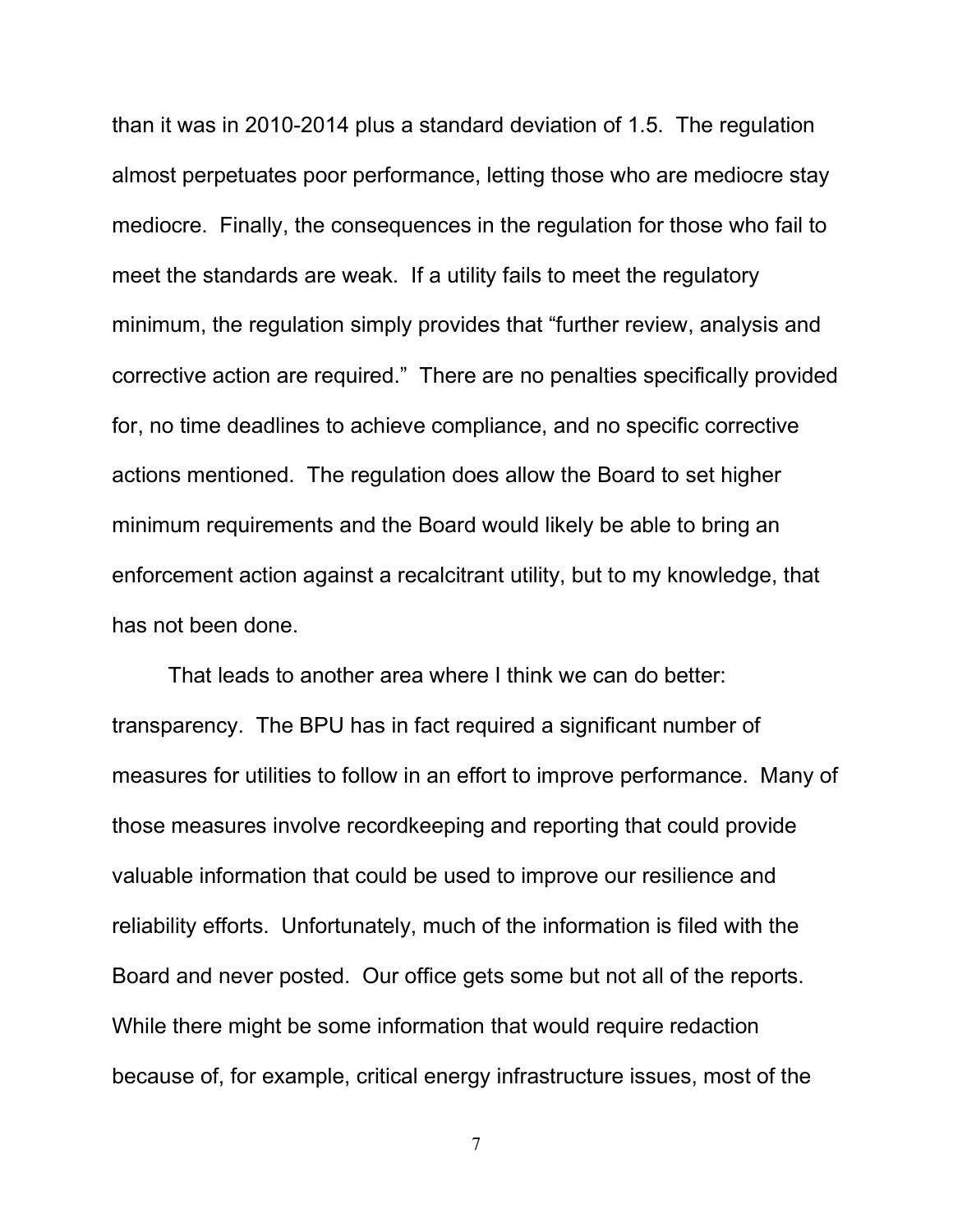than it was in 2010-2014 plus a standard deviation of 1.5. The regulation almost perpetuates poor performance, letting those who are mediocre stay mediocre. Finally, the consequences in the regulation for those who fail to meet the standards are weak. If a utility fails to meet the regulatory minimum, the regulation simply provides that "further review, analysis and corrective action are required." There are no penalties specifically provided for, no time deadlines to achieve compliance, and no specific corrective actions mentioned. The regulation does allow the Board to set higher minimum requirements and the Board would likely be able to bring an enforcement action against a recalcitrant utility, but to my knowledge, that has not been done.

That leads to another area where I think we can do better: transparency. The BPU has in fact required a significant number of measures for utilities to follow in an effort to improve performance. Many of those measures involve recordkeeping and reporting that could provide valuable information that could be used to improve our resilience and reliability efforts. Unfortunately, much of the information is filed with the Board and never posted. Our office gets some but not all of the reports. While there might be some information that would require redaction because of, for example, critical energy infrastructure issues, most of the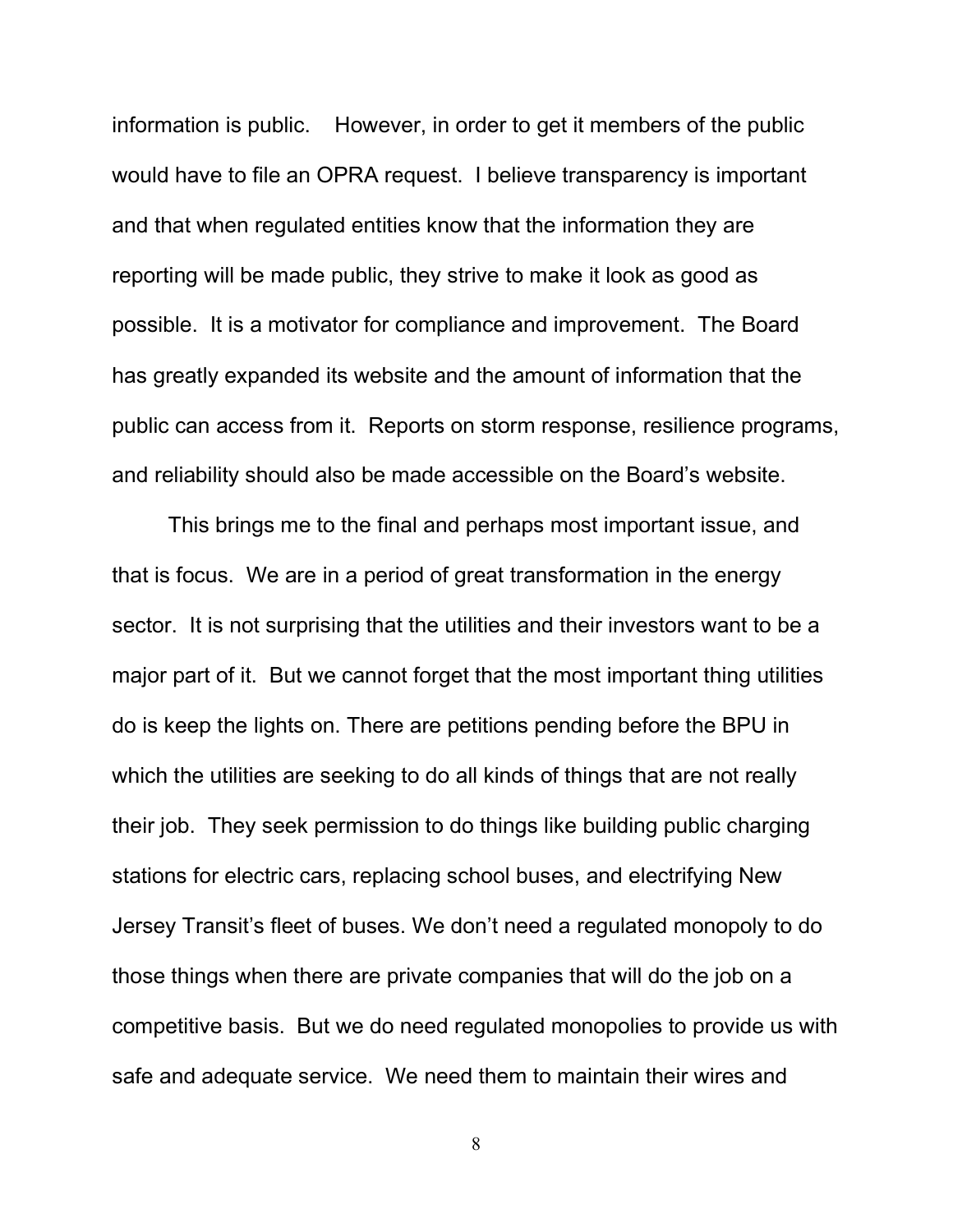information is public. However, in order to get it members of the public would have to file an OPRA request. I believe transparency is important and that when regulated entities know that the information they are reporting will be made public, they strive to make it look as good as possible. It is a motivator for compliance and improvement. The Board has greatly expanded its website and the amount of information that the public can access from it. Reports on storm response, resilience programs, and reliability should also be made accessible on the Board's website.

This brings me to the final and perhaps most important issue, and that is focus. We are in a period of great transformation in the energy sector. It is not surprising that the utilities and their investors want to be a major part of it. But we cannot forget that the most important thing utilities do is keep the lights on. There are petitions pending before the BPU in which the utilities are seeking to do all kinds of things that are not really their job. They seek permission to do things like building public charging stations for electric cars, replacing school buses, and electrifying New Jersey Transit's fleet of buses. We don't need a regulated monopoly to do those things when there are private companies that will do the job on a competitive basis. But we do need regulated monopolies to provide us with safe and adequate service. We need them to maintain their wires and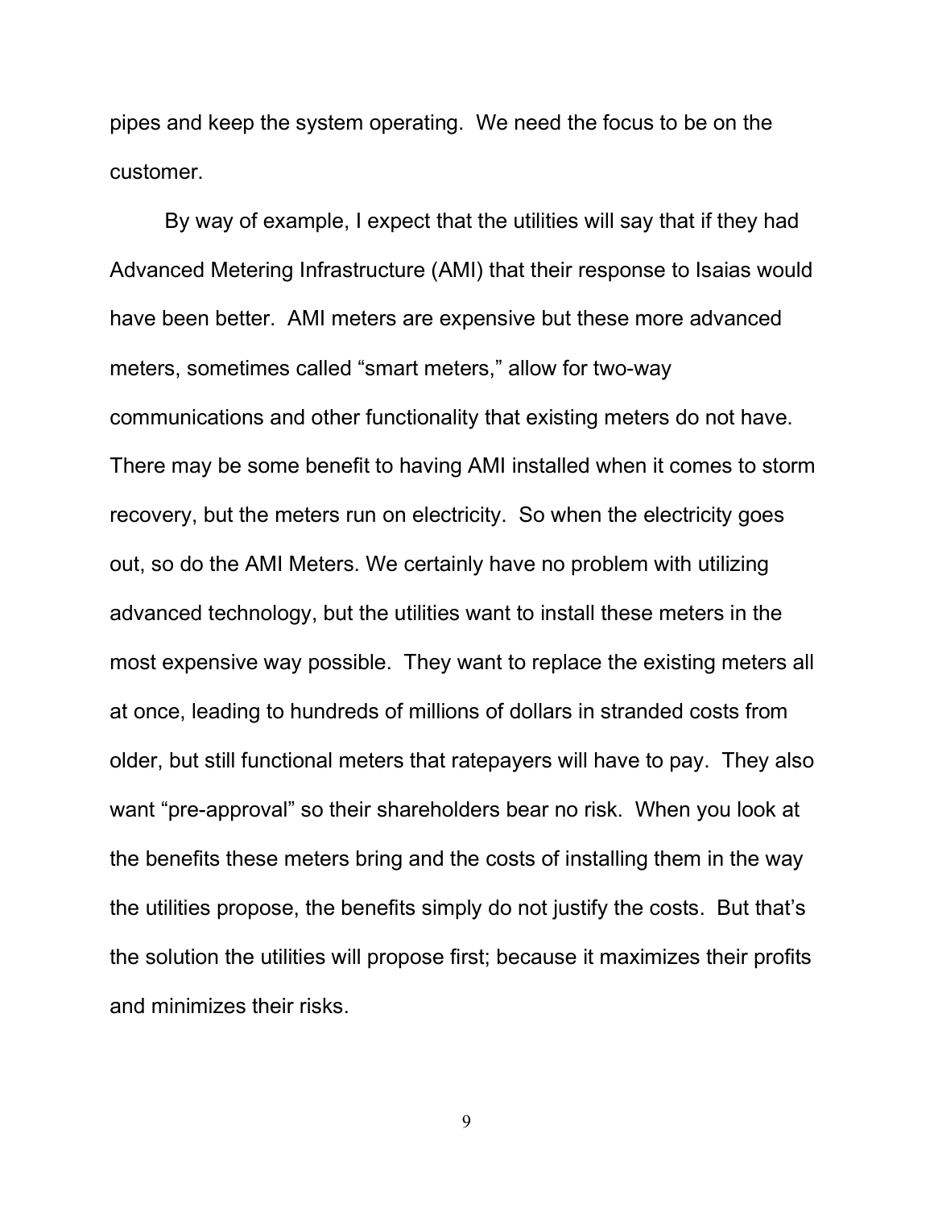pipes and keep the system operating. We need the focus to be on the customer.

By way of example, I expect that the utilities will say that if they had Advanced Metering Infrastructure (AMI) that their response to Isaias would have been better. AMI meters are expensive but these more advanced meters, sometimes called "smart meters," allow for two-way communications and other functionality that existing meters do not have. There may be some benefit to having AMI installed when it comes to storm recovery, but the meters run on electricity. So when the electricity goes out, so do the AMI Meters. We certainly have no problem with utilizing advanced technology, but the utilities want to install these meters in the most expensive way possible. They want to replace the existing meters all at once, leading to hundreds of millions of dollars in stranded costs from older, but still functional meters that ratepayers will have to pay. They also want "pre-approval" so their shareholders bear no risk. When you look at the benefits these meters bring and the costs of installing them in the way the utilities propose, the benefits simply do not justify the costs. But that's the solution the utilities will propose first; because it maximizes their profits and minimizes their risks.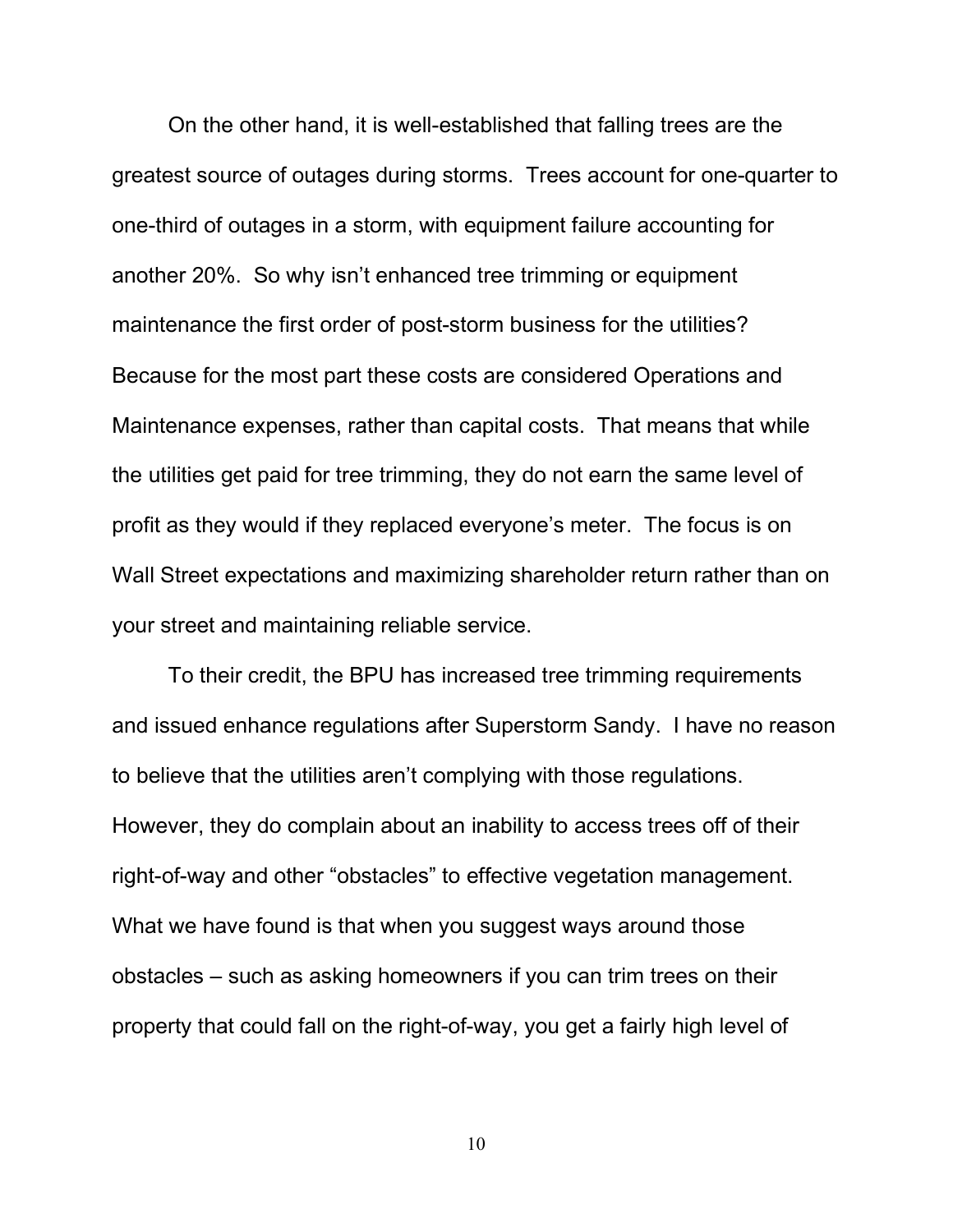On the other hand, it is well-established that falling trees are the greatest source of outages during storms. Trees account for one-quarter to one-third of outages in a storm, with equipment failure accounting for another 20%. So why isn't enhanced tree trimming or equipment maintenance the first order of post-storm business for the utilities? Because for the most part these costs are considered Operations and Maintenance expenses, rather than capital costs. That means that while the utilities get paid for tree trimming, they do not earn the same level of profit as they would if they replaced everyone's meter. The focus is on Wall Street expectations and maximizing shareholder return rather than on your street and maintaining reliable service.

To their credit, the BPU has increased tree trimming requirements and issued enhance regulations after Superstorm Sandy. I have no reason to believe that the utilities aren't complying with those regulations. However, they do complain about an inability to access trees off of their right-of-way and other "obstacles" to effective vegetation management. What we have found is that when you suggest ways around those obstacles – such as asking homeowners if you can trim trees on their property that could fall on the right-of-way, you get a fairly high level of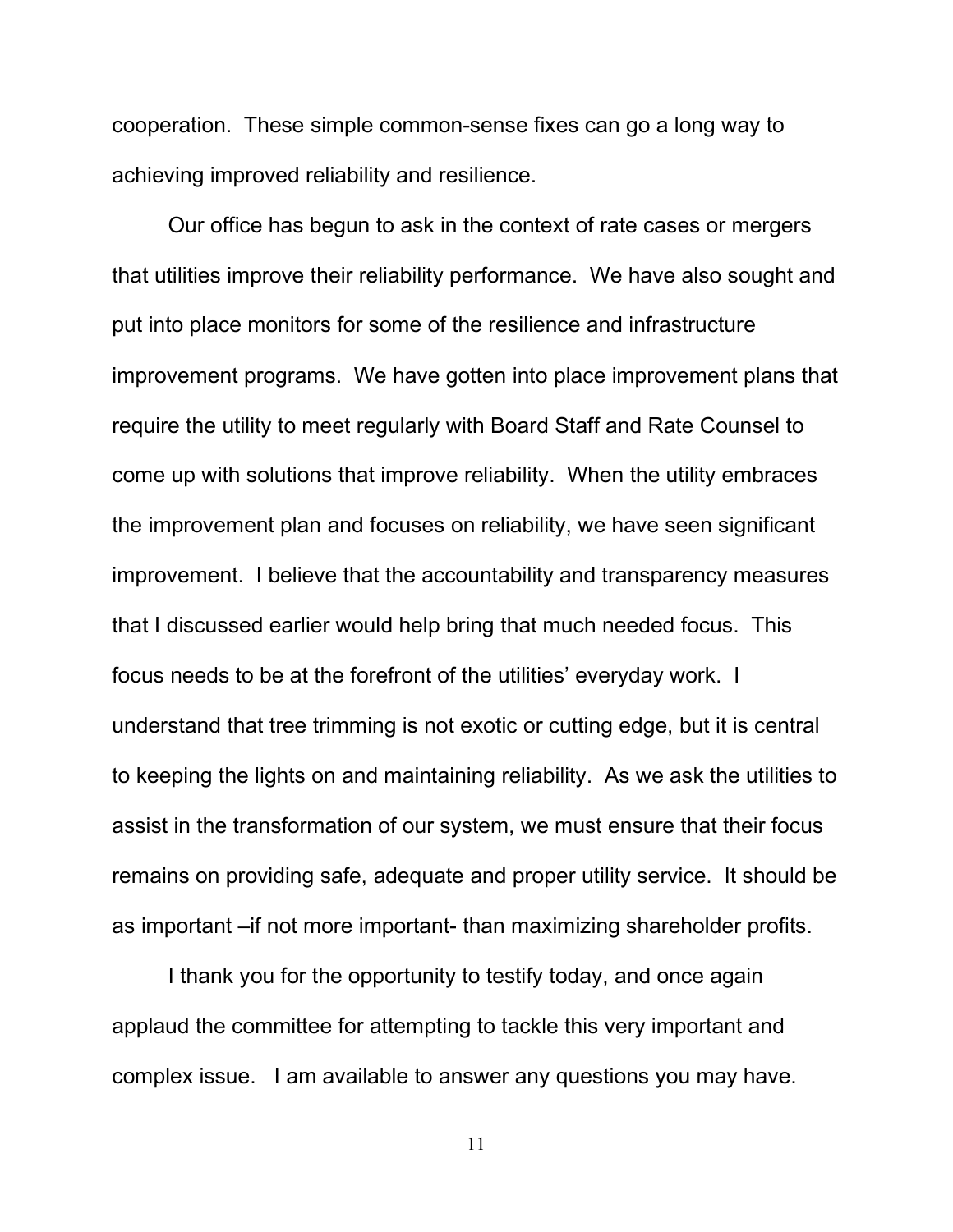cooperation. These simple common-sense fixes can go a long way to achieving improved reliability and resilience.

Our office has begun to ask in the context of rate cases or mergers that utilities improve their reliability performance. We have also sought and put into place monitors for some of the resilience and infrastructure improvement programs. We have gotten into place improvement plans that require the utility to meet regularly with Board Staff and Rate Counsel to come up with solutions that improve reliability. When the utility embraces the improvement plan and focuses on reliability, we have seen significant improvement. I believe that the accountability and transparency measures that I discussed earlier would help bring that much needed focus. This focus needs to be at the forefront of the utilities' everyday work. I understand that tree trimming is not exotic or cutting edge, but it is central to keeping the lights on and maintaining reliability. As we ask the utilities to assist in the transformation of our system, we must ensure that their focus remains on providing safe, adequate and proper utility service. It should be as important –if not more important- than maximizing shareholder profits.

I thank you for the opportunity to testify today, and once again applaud the committee for attempting to tackle this very important and complex issue. I am available to answer any questions you may have.